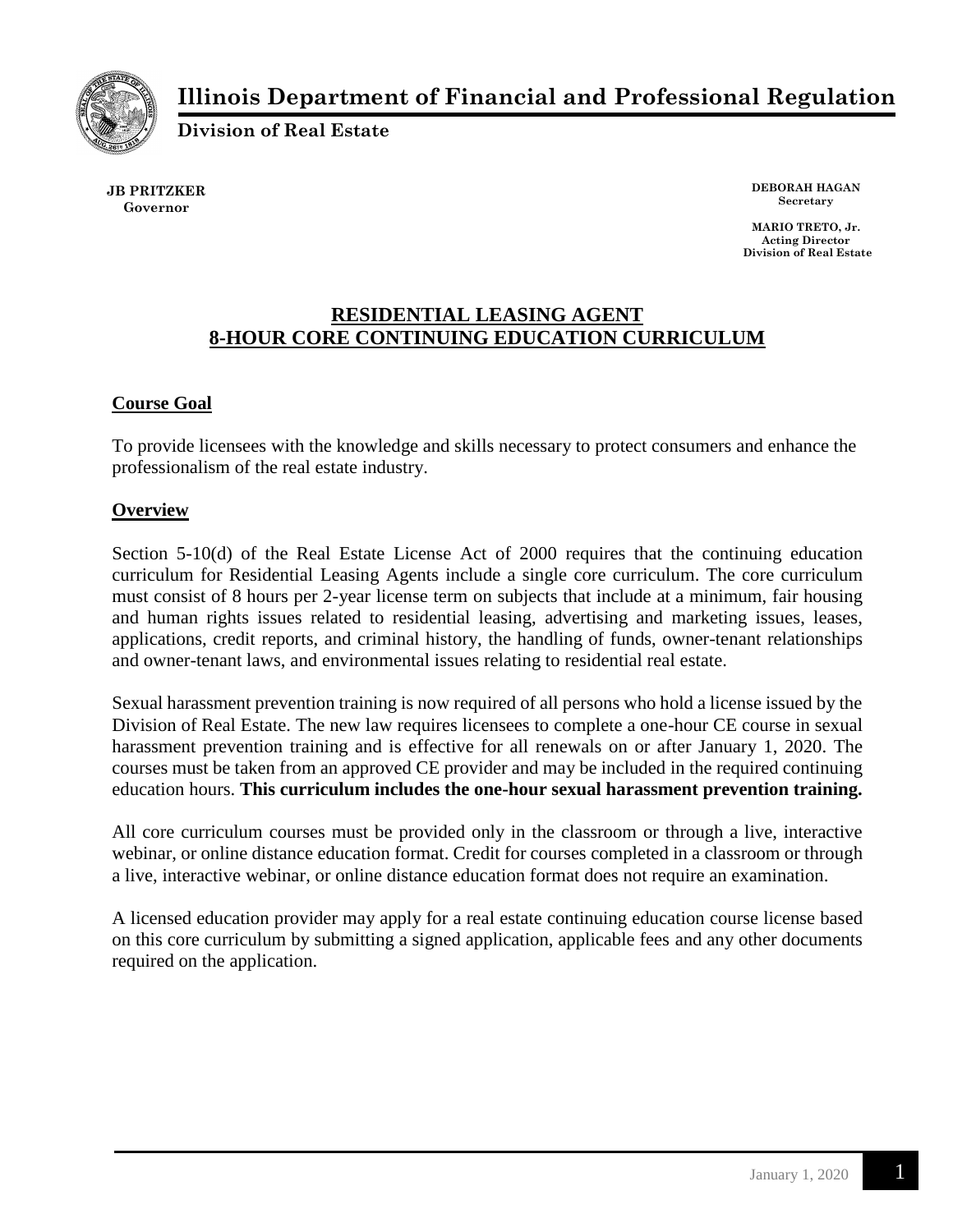# Illinois Department of Financial and Professional Regulation

**Division of Real Estate**

**JB PRITZKER**
**Governor**

**DEBORAH HAGAN**
**Secretary**

**MARIO TRETO, Jr.**
**Acting Director**
**Division of Real Estate**

## RESIDENTIAL LEASING AGENT 8-HOUR CORE CONTINUING EDUCATION CURRICULUM

### Course Goal

To provide licensees with the knowledge and skills necessary to protect consumers and enhance the professionalism of the real estate industry.

### Overview

Section 5-10(d) of the Real Estate License Act of 2000 requires that the continuing education curriculum for Residential Leasing Agents include a single core curriculum. The core curriculum must consist of 8 hours per 2-year license term on subjects that include at a minimum, fair housing and human rights issues related to residential leasing, advertising and marketing issues, leases, applications, credit reports, and criminal history, the handling of funds, owner-tenant relationships and owner-tenant laws, and environmental issues relating to residential real estate.

Sexual harassment prevention training is now required of all persons who hold a license issued by the Division of Real Estate. The new law requires licensees to complete a one-hour CE course in sexual harassment prevention training and is effective for all renewals on or after January 1, 2020. The courses must be taken from an approved CE provider and may be included in the required continuing education hours. **This curriculum includes the one-hour sexual harassment prevention training.**

All core curriculum courses must be provided only in the classroom or through a live, interactive webinar, or online distance education format. Credit for courses completed in a classroom or through a live, interactive webinar, or online distance education format does not require an examination.

A licensed education provider may apply for a real estate continuing education course license based on this core curriculum by submitting a signed application, applicable fees and any other documents required on the application.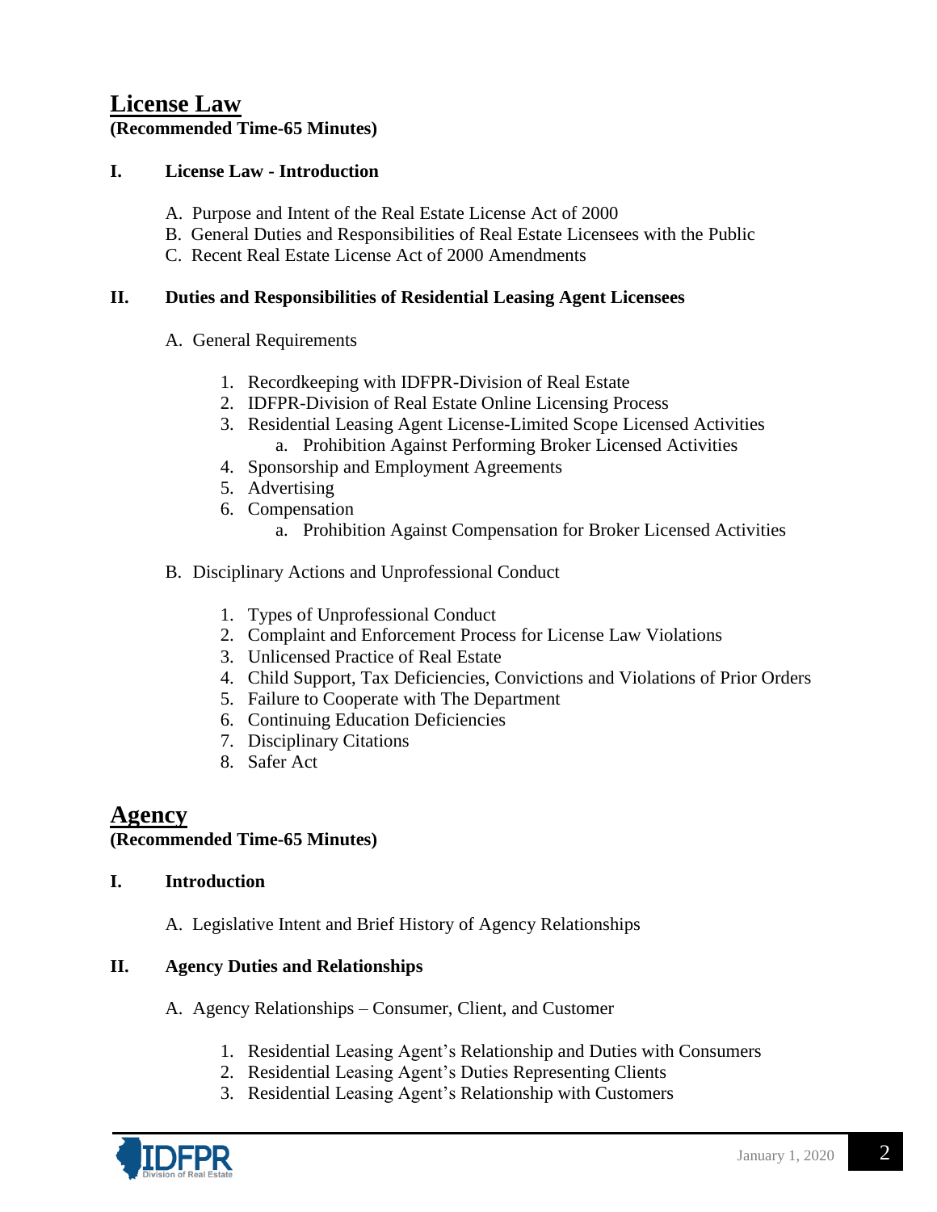## License Law

**(Recommended Time-65 Minutes)**

### I. License Law - Introduction

A. Purpose and Intent of the Real Estate License Act of 2000
B. General Duties and Responsibilities of Real Estate Licensees with the Public
C. Recent Real Estate License Act of 2000 Amendments

### II. Duties and Responsibilities of Residential Leasing Agent Licensees

A. General Requirements

1. Recordkeeping with IDFPR-Division of Real Estate
2. IDFPR-Division of Real Estate Online Licensing Process
3. Residential Leasing Agent License-Limited Scope Licensed Activities
    a. Prohibition Against Performing Broker Licensed Activities
4. Sponsorship and Employment Agreements
5. Advertising
6. Compensation
    a. Prohibition Against Compensation for Broker Licensed Activities

B. Disciplinary Actions and Unprofessional Conduct

1. Types of Unprofessional Conduct
2. Complaint and Enforcement Process for License Law Violations
3. Unlicensed Practice of Real Estate
4. Child Support, Tax Deficiencies, Convictions and Violations of Prior Orders
5. Failure to Cooperate with The Department
6. Continuing Education Deficiencies
7. Disciplinary Citations
8. Safer Act

## Agency

**(Recommended Time-65 Minutes)**

### I. Introduction

A. Legislative Intent and Brief History of Agency Relationships

### II. Agency Duties and Relationships

A. Agency Relationships – Consumer, Client, and Customer

1. Residential Leasing Agent's Relationship and Duties with Consumers
2. Residential Leasing Agent's Duties Representing Clients
3. Residential Leasing Agent's Relationship with Customers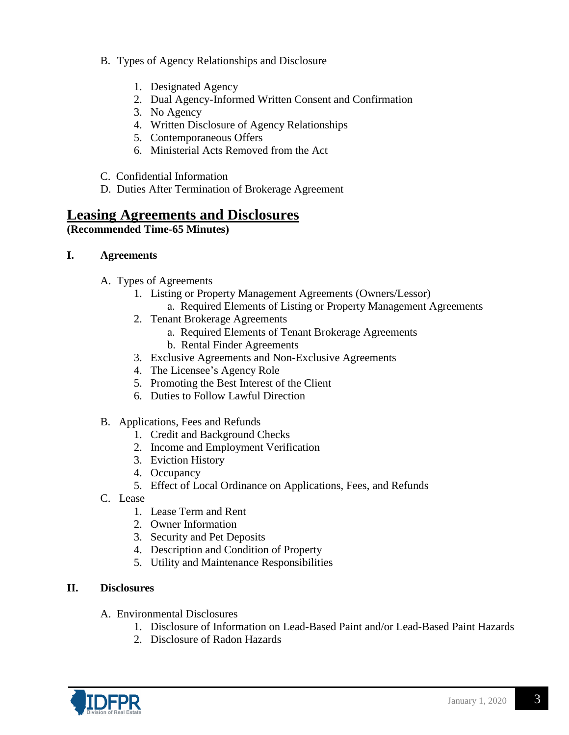B. Types of Agency Relationships and Disclosure

1. Designated Agency
2. Dual Agency-Informed Written Consent and Confirmation
3. No Agency
4. Written Disclosure of Agency Relationships
5. Contemporaneous Offers
6. Ministerial Acts Removed from the Act

C. Confidential Information

D. Duties After Termination of Brokerage Agreement

## Leasing Agreements and Disclosures

**(Recommended Time-65 Minutes)**

### I. Agreements

A. Types of Agreements

1. Listing or Property Management Agreements (Owners/Lessor)
   a. Required Elements of Listing or Property Management Agreements
2. Tenant Brokerage Agreements
   a. Required Elements of Tenant Brokerage Agreements
   b. Rental Finder Agreements
3. Exclusive Agreements and Non-Exclusive Agreements
4. The Licensee's Agency Role
5. Promoting the Best Interest of the Client
6. Duties to Follow Lawful Direction

B. Applications, Fees and Refunds

1. Credit and Background Checks
2. Income and Employment Verification
3. Eviction History
4. Occupancy
5. Effect of Local Ordinance on Applications, Fees, and Refunds

C. Lease

1. Lease Term and Rent
2. Owner Information
3. Security and Pet Deposits
4. Description and Condition of Property
5. Utility and Maintenance Responsibilities

### II. Disclosures

A. Environmental Disclosures

1. Disclosure of Information on Lead-Based Paint and/or Lead-Based Paint Hazards
2. Disclosure of Radon Hazards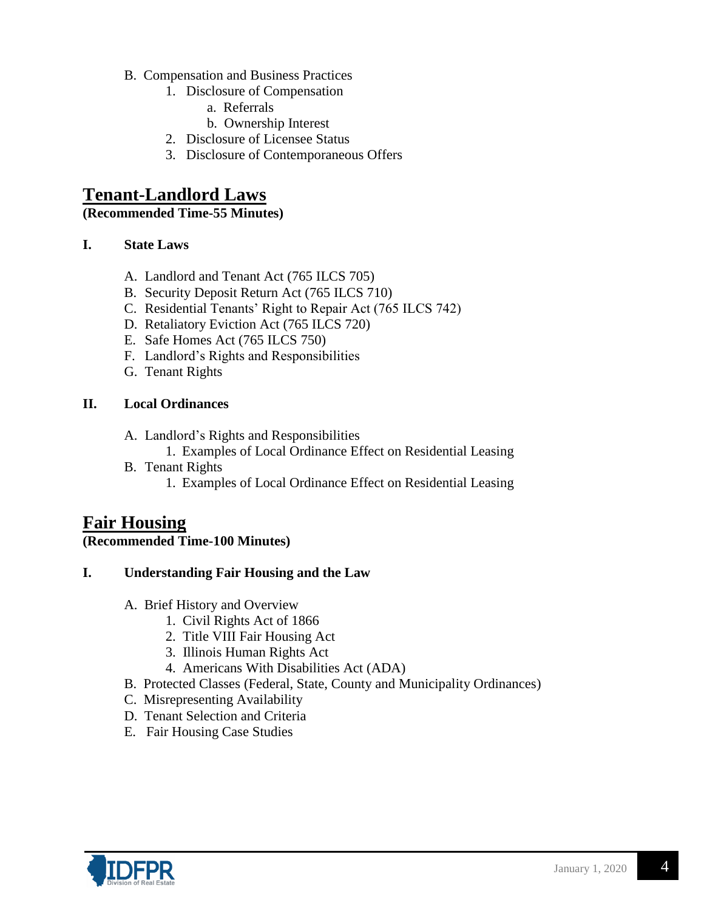B. Compensation and Business Practices
   1. Disclosure of Compensation
      a. Referrals
      b. Ownership Interest
   2. Disclosure of Licensee Status
   3. Disclosure of Contemporaneous Offers

## Tenant-Landlord Laws

**(Recommended Time-55 Minutes)**

### I. State Laws

A. Landlord and Tenant Act (765 ILCS 705)
B. Security Deposit Return Act (765 ILCS 710)
C. Residential Tenants' Right to Repair Act (765 ILCS 742)
D. Retaliatory Eviction Act (765 ILCS 720)
E. Safe Homes Act (765 ILCS 750)
F. Landlord's Rights and Responsibilities
G. Tenant Rights

### II. Local Ordinances

A. Landlord's Rights and Responsibilities
   1. Examples of Local Ordinance Effect on Residential Leasing
B. Tenant Rights
   1. Examples of Local Ordinance Effect on Residential Leasing

## Fair Housing

**(Recommended Time-100 Minutes)**

### I. Understanding Fair Housing and the Law

A. Brief History and Overview
   1. Civil Rights Act of 1866
   2. Title VIII Fair Housing Act
   3. Illinois Human Rights Act
   4. Americans With Disabilities Act (ADA)
B. Protected Classes (Federal, State, County and Municipality Ordinances)
C. Misrepresenting Availability
D. Tenant Selection and Criteria
E. Fair Housing Case Studies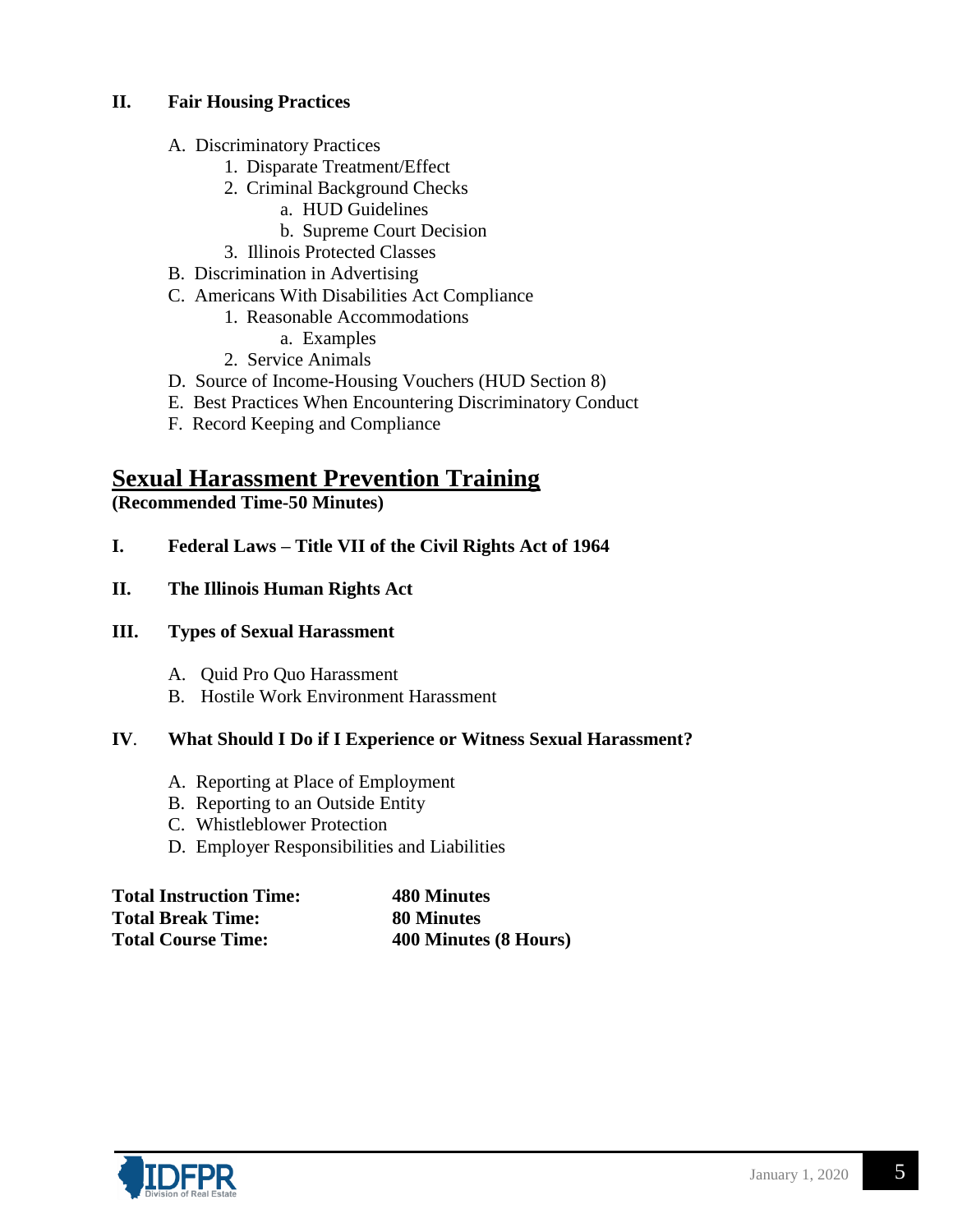**II. Fair Housing Practices**

- A. Discriminatory Practices
  - 1. Disparate Treatment/Effect
  - 2. Criminal Background Checks
    - a. HUD Guidelines
    - b. Supreme Court Decision
  - 3. Illinois Protected Classes
- B. Discrimination in Advertising
- C. Americans With Disabilities Act Compliance
  - 1. Reasonable Accommodations
    - a. Examples
  - 2. Service Animals
- D. Source of Income-Housing Vouchers (HUD Section 8)
- E. Best Practices When Encountering Discriminatory Conduct
- F. Record Keeping and Compliance

## Sexual Harassment Prevention Training

**(Recommended Time-50 Minutes)**

**I. Federal Laws – Title VII of the Civil Rights Act of 1964**

**II. The Illinois Human Rights Act**

**III. Types of Sexual Harassment**

- A. Quid Pro Quo Harassment
- B. Hostile Work Environment Harassment

**IV. What Should I Do if I Experience or Witness Sexual Harassment?**

- A. Reporting at Place of Employment
- B. Reporting to an Outside Entity
- C. Whistleblower Protection
- D. Employer Responsibilities and Liabilities

| | |
|---|---|
| **Total Instruction Time:** | **480 Minutes** |
| **Total Break Time:** | **80 Minutes** |
| **Total Course Time:** | **400 Minutes (8 Hours)** |